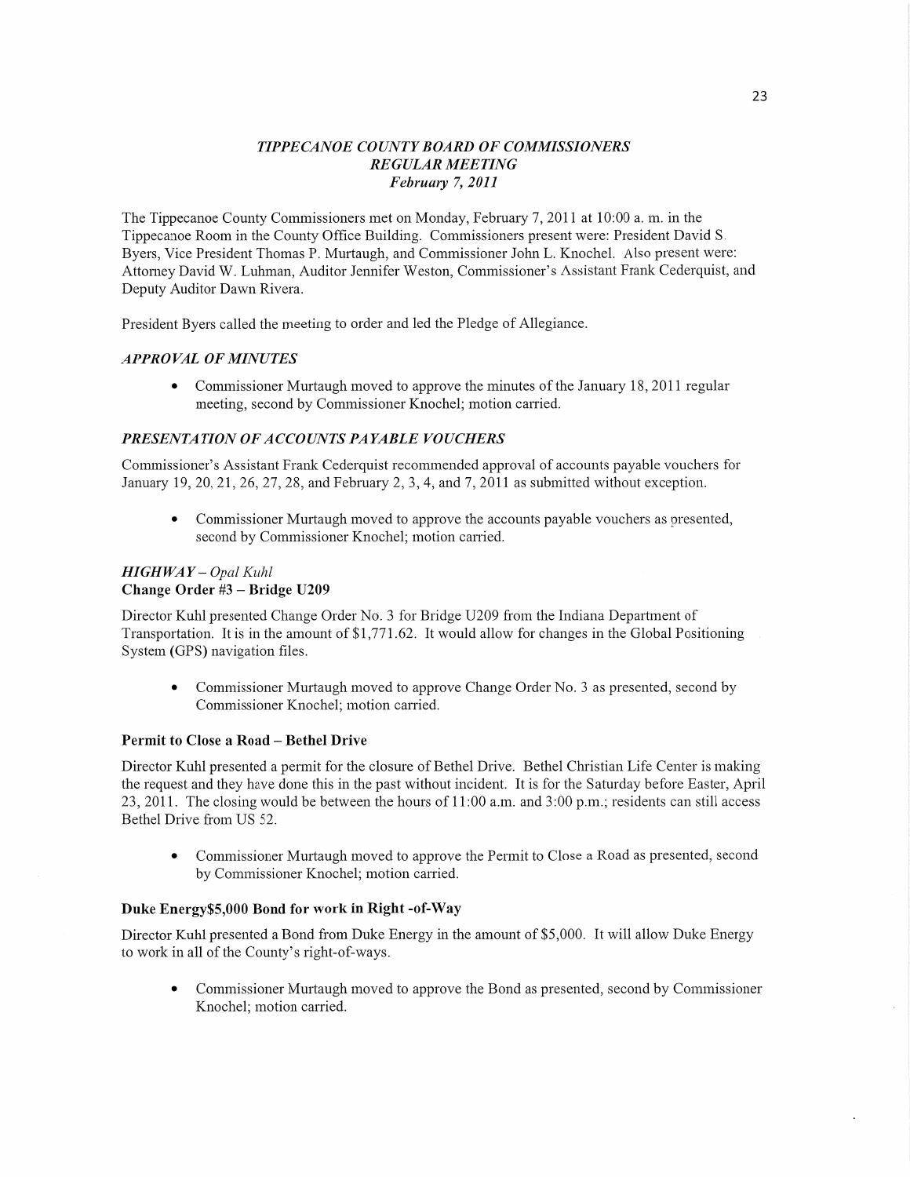# *TIPPECANOE COUNTY BOARD OF COMMISSIONERS*
## *REGULAR MEETING*
### *February 7, 2011*

The Tippecanoe County Commissioners met on Monday, February 7, 2011 at 10:00 a. m. in the Tippecanoe Room in the County Office Building. Commissioners present were: President David S. Byers, Vice President Thomas P. Murtaugh, and Commissioner John L. Knochel. Also present were: Attorney David W. Luhman, Auditor Jennifer Weston, Commissioner's Assistant Frank Cederquist, and Deputy Auditor Dawn Rivera.

President Byers called the meeting to order and led the Pledge of Allegiance.

### *APPROVAL OF MINUTES*

- Commissioner Murtaugh moved to approve the minutes of the January 18, 2011 regular meeting, second by Commissioner Knochel; motion carried.

### *PRESENTATION OF ACCOUNTS PAYABLE VOUCHERS*

Commissioner's Assistant Frank Cederquist recommended approval of accounts payable vouchers for January 19, 20, 21, 26, 27, 28, and February 2, 3, 4, and 7, 2011 as submitted without exception.

- Commissioner Murtaugh moved to approve the accounts payable vouchers as presented, second by Commissioner Knochel; motion carried.

### *HIGHWAY – Opal Kuhl*

**Change Order #3 – Bridge U209**

Director Kuhl presented Change Order No. 3 for Bridge U209 from the Indiana Department of Transportation. It is in the amount of $1,771.62. It would allow for changes in the Global Positioning System (GPS) navigation files.

- Commissioner Murtaugh moved to approve Change Order No. 3 as presented, second by Commissioner Knochel; motion carried.

**Permit to Close a Road – Bethel Drive**

Director Kuhl presented a permit for the closure of Bethel Drive. Bethel Christian Life Center is making the request and they have done this in the past without incident. It is for the Saturday before Easter, April 23, 2011. The closing would be between the hours of 11:00 a.m. and 3:00 p.m.; residents can still access Bethel Drive from US 52.

- Commissioner Murtaugh moved to approve the Permit to Close a Road as presented, second by Commissioner Knochel; motion carried.

**Duke Energy$5,000 Bond for work in Right -of-Way**

Director Kuhl presented a Bond from Duke Energy in the amount of $5,000. It will allow Duke Energy to work in all of the County's right-of-ways.

- Commissioner Murtaugh moved to approve the Bond as presented, second by Commissioner Knochel; motion carried.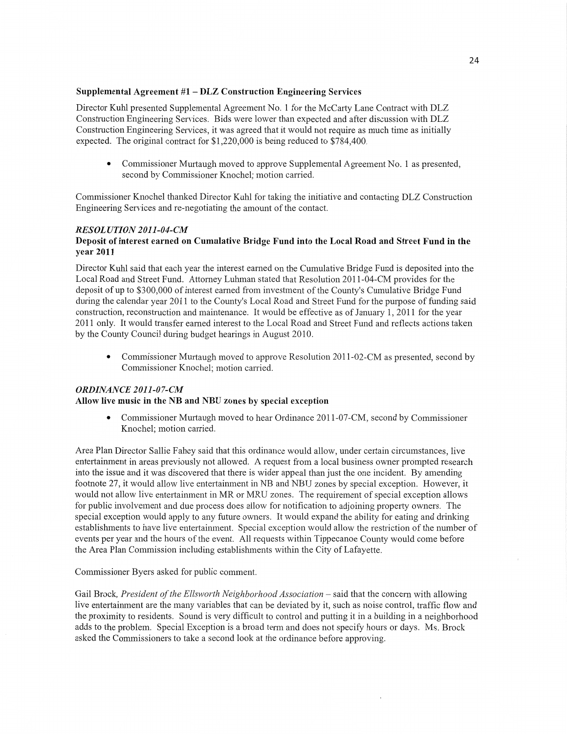### Supplemental Agreement #1 – DLZ Construction Engineering Services

Director Kuhl presented Supplemental Agreement No. 1 for the McCarty Lane Contract with DLZ Construction Engineering Services. Bids were lower than expected and after discussion with DLZ Construction Engineering Services, it was agreed that it would not require as much time as initially expected. The original contract for $1,220,000 is being reduced to $784,400.

- Commissioner Murtaugh moved to approve Supplemental Agreement No. 1 as presented, second by Commissioner Knochel; motion carried.

Commissioner Knochel thanked Director Kuhl for taking the initiative and contacting DLZ Construction Engineering Services and re-negotiating the amount of the contact.

### *RESOLUTION 2011-04-CM*

### Deposit of interest earned on Cumulative Bridge Fund into the Local Road and Street Fund in the year 2011

Director Kuhl said that each year the interest earned on the Cumulative Bridge Fund is deposited into the Local Road and Street Fund. Attorney Luhman stated that Resolution 2011-04-CM provides for the deposit of up to $300,000 of interest earned from investment of the County's Cumulative Bridge Fund during the calendar year 2011 to the County's Local Road and Street Fund for the purpose of funding said construction, reconstruction and maintenance. It would be effective as of January 1, 2011 for the year 2011 only. It would transfer earned interest to the Local Road and Street Fund and reflects actions taken by the County Council during budget hearings in August 2010.

- Commissioner Murtaugh moved to approve Resolution 2011-02-CM as presented, second by Commissioner Knochel; motion carried.

### *ORDINANCE 2011-07-CM*

### Allow live music in the NB and NBU zones by special exception

- Commissioner Murtaugh moved to hear Ordinance 2011-07-CM, second by Commissioner Knochel; motion carried.

Area Plan Director Sallie Fahey said that this ordinance would allow, under certain circumstances, live entertainment in areas previously not allowed. A request from a local business owner prompted research into the issue and it was discovered that there is wider appeal than just the one incident. By amending footnote 27, it would allow live entertainment in NB and NBU zones by special exception. However, it would not allow live entertainment in MR or MRU zones. The requirement of special exception allows for public involvement and due process does allow for notification to adjoining property owners. The special exception would apply to any future owners. It would expand the ability for eating and drinking establishments to have live entertainment. Special exception would allow the restriction of the number of events per year and the hours of the event. All requests within Tippecanoe County would come before the Area Plan Commission including establishments within the City of Lafayette.

Commissioner Byers asked for public comment.

Gail Brock, *President of the Ellsworth Neighborhood Association* – said that the concern with allowing live entertainment are the many variables that can be deviated by it, such as noise control, traffic flow and the proximity to residents. Sound is very difficult to control and putting it in a building in a neighborhood adds to the problem. Special Exception is a broad term and does not specify hours or days. Ms. Brock asked the Commissioners to take a second look at the ordinance before approving.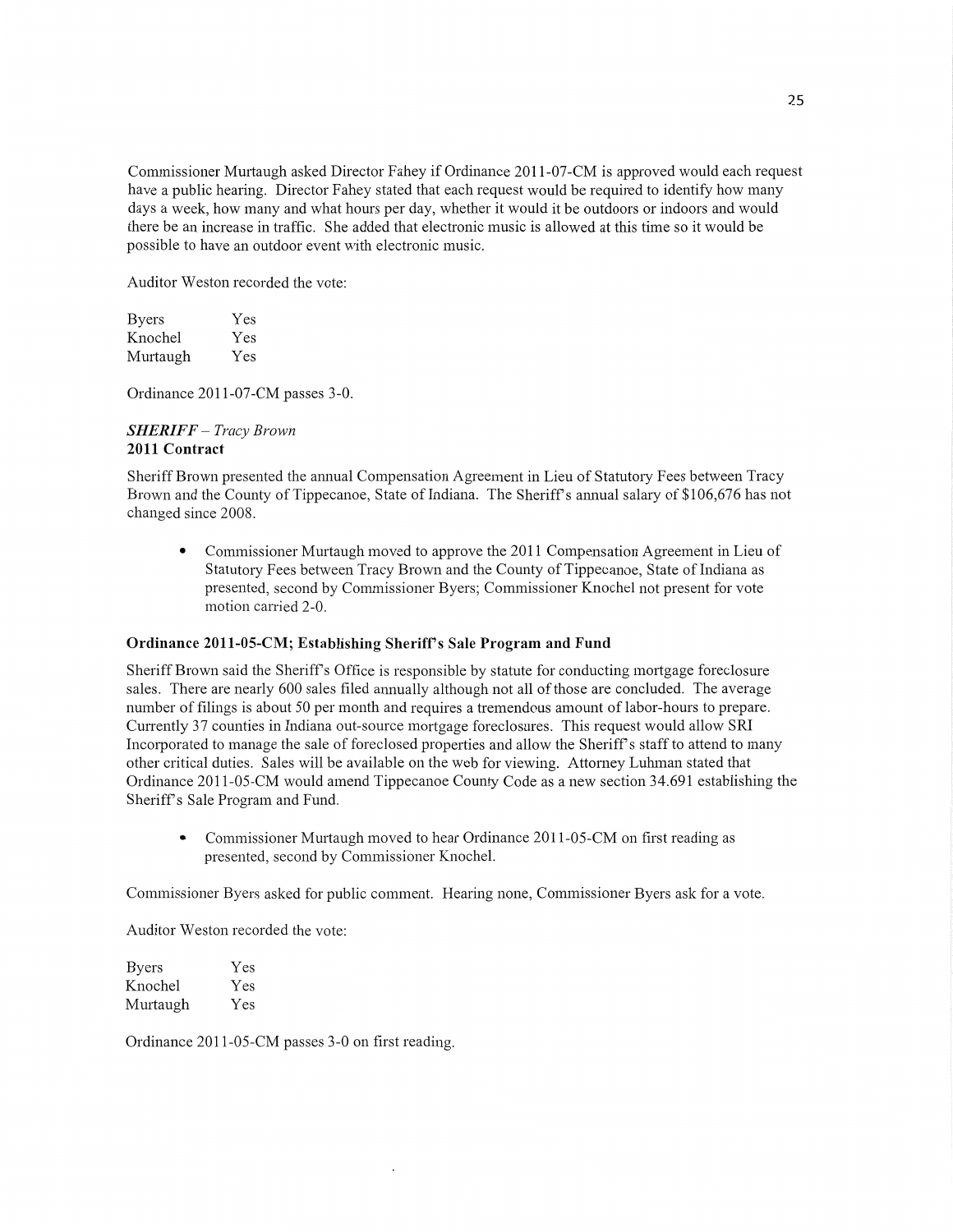Commissioner Murtaugh asked Director Fahey if Ordinance 2011-07-CM is approved would each request have a public hearing. Director Fahey stated that each request would be required to identify how many days a week, how many and what hours per day, whether it would it be outdoors or indoors and would there be an increase in traffic. She added that electronic music is allowed at this time so it would be possible to have an outdoor event with electronic music.

Auditor Weston recorded the vote:

| | |
|---|---|
| Byers | Yes |
| Knochel | Yes |
| Murtaugh | Yes |

Ordinance 2011-07-CM passes 3-0.

### ***SHERIFF** – Tracy Brown*

### 2011 Contract

Sheriff Brown presented the annual Compensation Agreement in Lieu of Statutory Fees between Tracy Brown and the County of Tippecanoe, State of Indiana. The Sheriff's annual salary of $106,676 has not changed since 2008.

- Commissioner Murtaugh moved to approve the 2011 Compensation Agreement in Lieu of Statutory Fees between Tracy Brown and the County of Tippecanoe, State of Indiana as presented, second by Commissioner Byers; Commissioner Knochel not present for vote motion carried 2-0.

### Ordinance 2011-05-CM; Establishing Sheriff's Sale Program and Fund

Sheriff Brown said the Sheriff's Office is responsible by statute for conducting mortgage foreclosure sales. There are nearly 600 sales filed annually although not all of those are concluded. The average number of filings is about 50 per month and requires a tremendous amount of labor-hours to prepare. Currently 37 counties in Indiana out-source mortgage foreclosures. This request would allow SRI Incorporated to manage the sale of foreclosed properties and allow the Sheriff's staff to attend to many other critical duties. Sales will be available on the web for viewing. Attorney Luhman stated that Ordinance 2011-05-CM would amend Tippecanoe County Code as a new section 34.691 establishing the Sheriff's Sale Program and Fund.

- Commissioner Murtaugh moved to hear Ordinance 2011-05-CM on first reading as presented, second by Commissioner Knochel.

Commissioner Byers asked for public comment. Hearing none, Commissioner Byers ask for a vote.

Auditor Weston recorded the vote:

| | |
|---|---|
| Byers | Yes |
| Knochel | Yes |
| Murtaugh | Yes |

Ordinance 2011-05-CM passes 3-0 on first reading.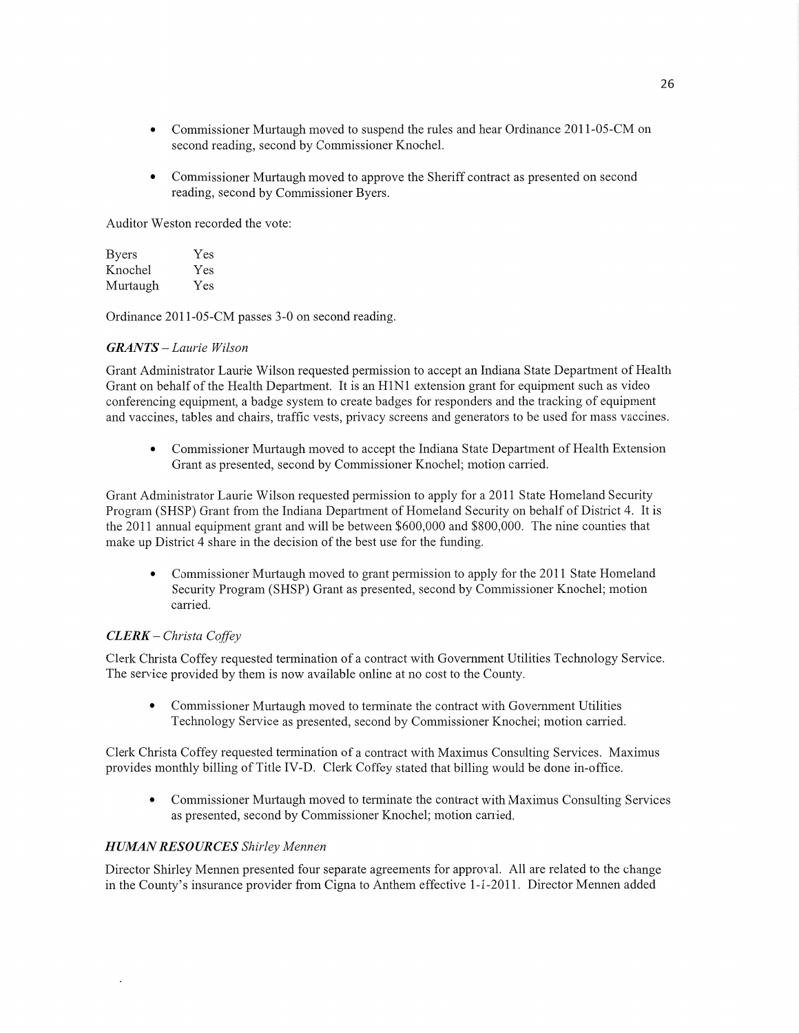- Commissioner Murtaugh moved to suspend the rules and hear Ordinance 2011-05-CM on second reading, second by Commissioner Knochel.

- Commissioner Murtaugh moved to approve the Sheriff contract as presented on second reading, second by Commissioner Byers.

Auditor Weston recorded the vote:

| | |
|---|---|
| Byers | Yes |
| Knochel | Yes |
| Murtaugh | Yes |

Ordinance 2011-05-CM passes 3-0 on second reading.

### *GRANTS – Laurie Wilson*

Grant Administrator Laurie Wilson requested permission to accept an Indiana State Department of Health Grant on behalf of the Health Department. It is an H1N1 extension grant for equipment such as video conferencing equipment, a badge system to create badges for responders and the tracking of equipment and vaccines, tables and chairs, traffic vests, privacy screens and generators to be used for mass vaccines.

- Commissioner Murtaugh moved to accept the Indiana State Department of Health Extension Grant as presented, second by Commissioner Knochel; motion carried.

Grant Administrator Laurie Wilson requested permission to apply for a 2011 State Homeland Security Program (SHSP) Grant from the Indiana Department of Homeland Security on behalf of District 4. It is the 2011 annual equipment grant and will be between $600,000 and $800,000. The nine counties that make up District 4 share in the decision of the best use for the funding.

- Commissioner Murtaugh moved to grant permission to apply for the 2011 State Homeland Security Program (SHSP) Grant as presented, second by Commissioner Knochel; motion carried.

### *CLERK – Christa Coffey*

Clerk Christa Coffey requested termination of a contract with Government Utilities Technology Service. The service provided by them is now available online at no cost to the County.

- Commissioner Murtaugh moved to terminate the contract with Government Utilities Technology Service as presented, second by Commissioner Knochel; motion carried.

Clerk Christa Coffey requested termination of a contract with Maximus Consulting Services. Maximus provides monthly billing of Title IV-D. Clerk Coffey stated that billing would be done in-office.

- Commissioner Murtaugh moved to terminate the contract with Maximus Consulting Services as presented, second by Commissioner Knochel; motion carried.

### *HUMAN RESOURCES Shirley Mennen*

Director Shirley Mennen presented four separate agreements for approval. All are related to the change in the County's insurance provider from Cigna to Anthem effective 1-1-2011. Director Mennen added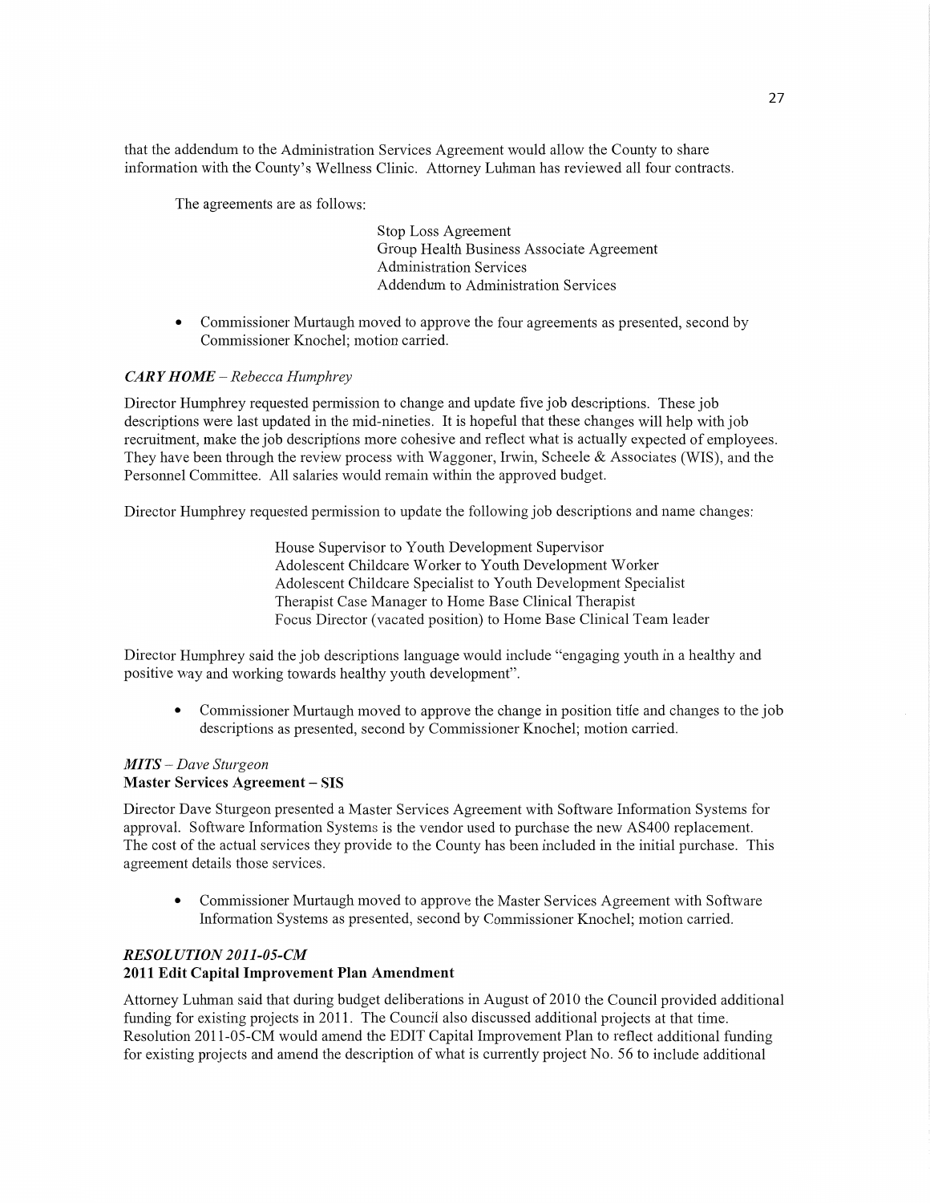that the addendum to the Administration Services Agreement would allow the County to share information with the County's Wellness Clinic. Attorney Luhman has reviewed all four contracts.

The agreements are as follows:

Stop Loss Agreement
Group Health Business Associate Agreement
Administration Services
Addendum to Administration Services

- Commissioner Murtaugh moved to approve the four agreements as presented, second by Commissioner Knochel; motion carried.

### *CARY HOME – Rebecca Humphrey*

Director Humphrey requested permission to change and update five job descriptions. These job descriptions were last updated in the mid-nineties. It is hopeful that these changes will help with job recruitment, make the job descriptions more cohesive and reflect what is actually expected of employees. They have been through the review process with Waggoner, Irwin, Scheele & Associates (WIS), and the Personnel Committee. All salaries would remain within the approved budget.

Director Humphrey requested permission to update the following job descriptions and name changes:

House Supervisor to Youth Development Supervisor
Adolescent Childcare Worker to Youth Development Worker
Adolescent Childcare Specialist to Youth Development Specialist
Therapist Case Manager to Home Base Clinical Therapist
Focus Director (vacated position) to Home Base Clinical Team leader

Director Humphrey said the job descriptions language would include "engaging youth in a healthy and positive way and working towards healthy youth development".

- Commissioner Murtaugh moved to approve the change in position title and changes to the job descriptions as presented, second by Commissioner Knochel; motion carried.

### *MITS – Dave Sturgeon*
**Master Services Agreement – SIS**

Director Dave Sturgeon presented a Master Services Agreement with Software Information Systems for approval. Software Information Systems is the vendor used to purchase the new AS400 replacement. The cost of the actual services they provide to the County has been included in the initial purchase. This agreement details those services.

- Commissioner Murtaugh moved to approve the Master Services Agreement with Software Information Systems as presented, second by Commissioner Knochel; motion carried.

### *RESOLUTION 2011-05-CM*
**2011 Edit Capital Improvement Plan Amendment**

Attorney Luhman said that during budget deliberations in August of 2010 the Council provided additional funding for existing projects in 2011. The Council also discussed additional projects at that time. Resolution 2011-05-CM would amend the EDIT Capital Improvement Plan to reflect additional funding for existing projects and amend the description of what is currently project No. 56 to include additional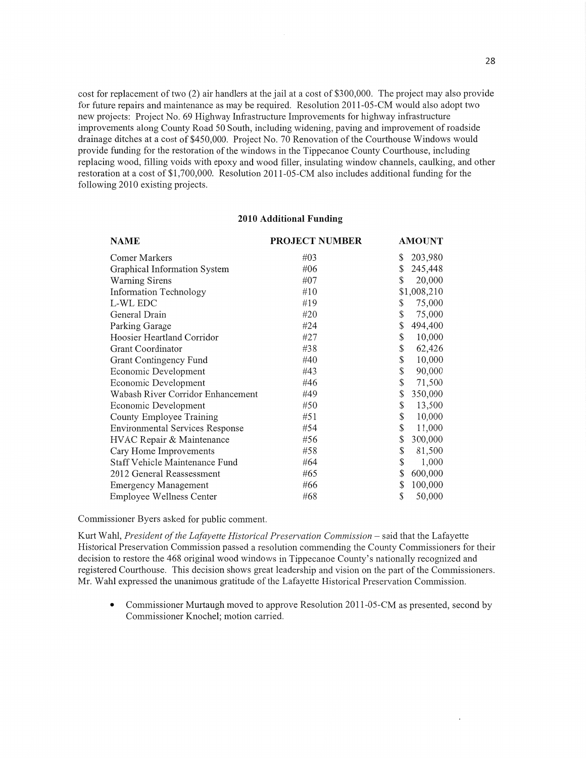cost for replacement of two (2) air handlers at the jail at a cost of $300,000. The project may also provide for future repairs and maintenance as may be required. Resolution 2011-05-CM would also adopt two new projects: Project No. 69 Highway Infrastructure Improvements for highway infrastructure improvements along County Road 50 South, including widening, paving and improvement of roadside drainage ditches at a cost of $450,000. Project No. 70 Renovation of the Courthouse Windows would provide funding for the restoration of the windows in the Tippecanoe County Courthouse, including replacing wood, filling voids with epoxy and wood filler, insulating window channels, caulking, and other restoration at a cost of $1,700,000. Resolution 2011-05-CM also includes additional funding for the following 2010 existing projects.

**2010 Additional Funding**

| NAME | PROJECT NUMBER | AMOUNT |
|---|---|---|
| Corner Markers | #03 | $ 203,980 |
| Graphical Information System | #06 | $ 245,448 |
| Warning Sirens | #07 | $ 20,000 |
| Information Technology | #10 | $1,008,210 |
| L-WL EDC | #19 | $ 75,000 |
| General Drain | #20 | $ 75,000 |
| Parking Garage | #24 | $ 494,400 |
| Hoosier Heartland Corridor | #27 | $ 10,000 |
| Grant Coordinator | #38 | $ 62,426 |
| Grant Contingency Fund | #40 | $ 10,000 |
| Economic Development | #43 | $ 90,000 |
| Economic Development | #46 | $ 71,500 |
| Wabash River Corridor Enhancement | #49 | $ 350,000 |
| Economic Development | #50 | $ 13,500 |
| County Employee Training | #51 | $ 10,000 |
| Environmental Services Response | #54 | $ 11,000 |
| HVAC Repair & Maintenance | #56 | $ 300,000 |
| Cary Home Improvements | #58 | $ 81,500 |
| Staff Vehicle Maintenance Fund | #64 | $ 1,000 |
| 2012 General Reassessment | #65 | $ 600,000 |
| Emergency Management | #66 | $ 100,000 |
| Employee Wellness Center | #68 | $ 50,000 |

Commissioner Byers asked for public comment.

Kurt Wahl, *President of the Lafayette Historical Preservation Commission* – said that the Lafayette Historical Preservation Commission passed a resolution commending the County Commissioners for their decision to restore the 468 original wood windows in Tippecanoe County's nationally recognized and registered Courthouse. This decision shows great leadership and vision on the part of the Commissioners. Mr. Wahl expressed the unanimous gratitude of the Lafayette Historical Preservation Commission.

- Commissioner Murtaugh moved to approve Resolution 2011-05-CM as presented, second by Commissioner Knochel; motion carried.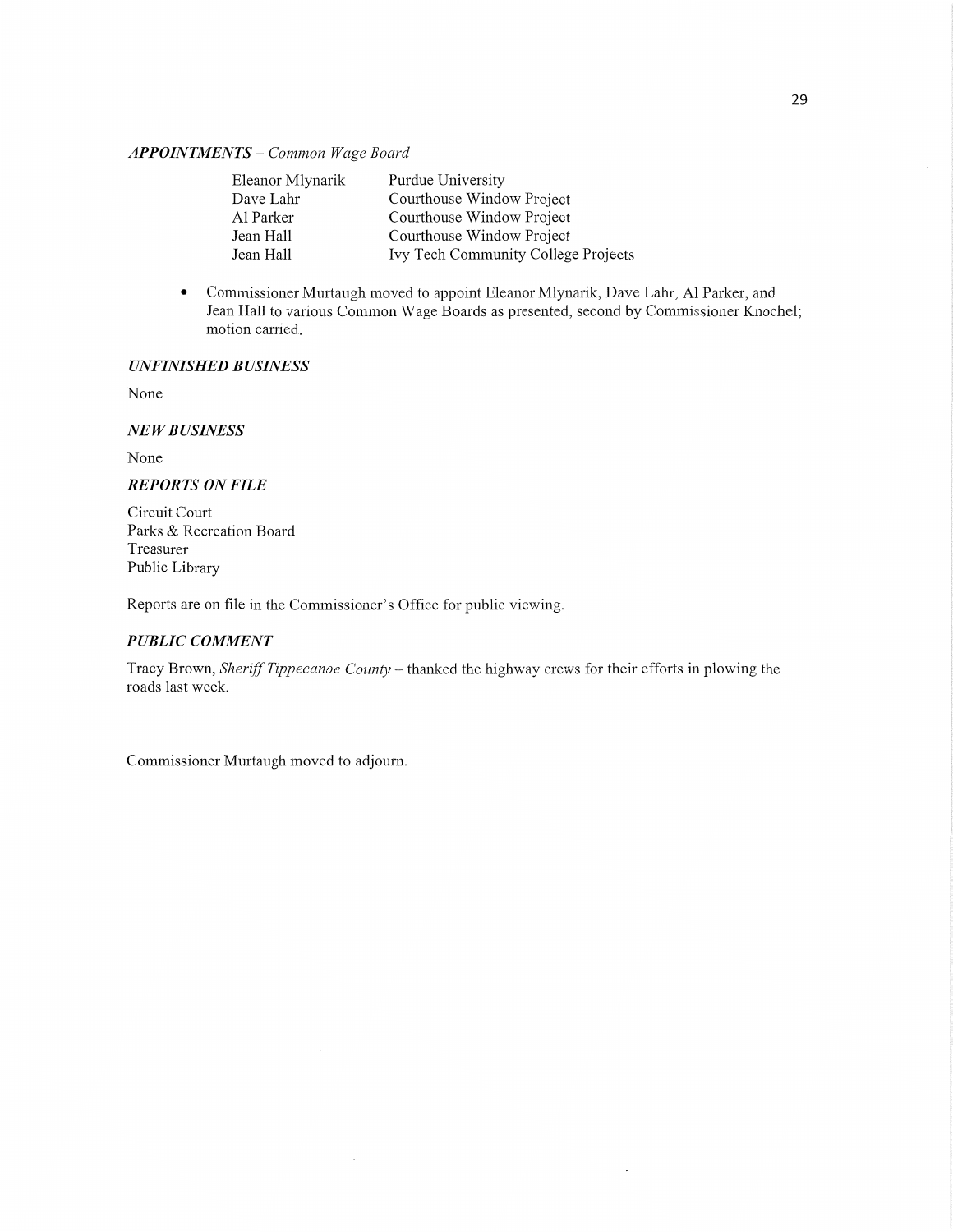### *APPOINTMENTS – Common Wage Board*

| | |
|---|---|
| Eleanor Mlynarik | Purdue University |
| Dave Lahr | Courthouse Window Project |
| Al Parker | Courthouse Window Project |
| Jean Hall | Courthouse Window Project |
| Jean Hall | Ivy Tech Community College Projects |

- Commissioner Murtaugh moved to appoint Eleanor Mlynarik, Dave Lahr, Al Parker, and Jean Hall to various Common Wage Boards as presented, second by Commissioner Knochel; motion carried.

### *UNFINISHED BUSINESS*

None

### *NEW BUSINESS*

None

### *REPORTS ON FILE*

Circuit Court
Parks & Recreation Board
Treasurer
Public Library

Reports are on file in the Commissioner's Office for public viewing.

### *PUBLIC COMMENT*

Tracy Brown, *Sheriff Tippecanoe County* – thanked the highway crews for their efforts in plowing the roads last week.

Commissioner Murtaugh moved to adjourn.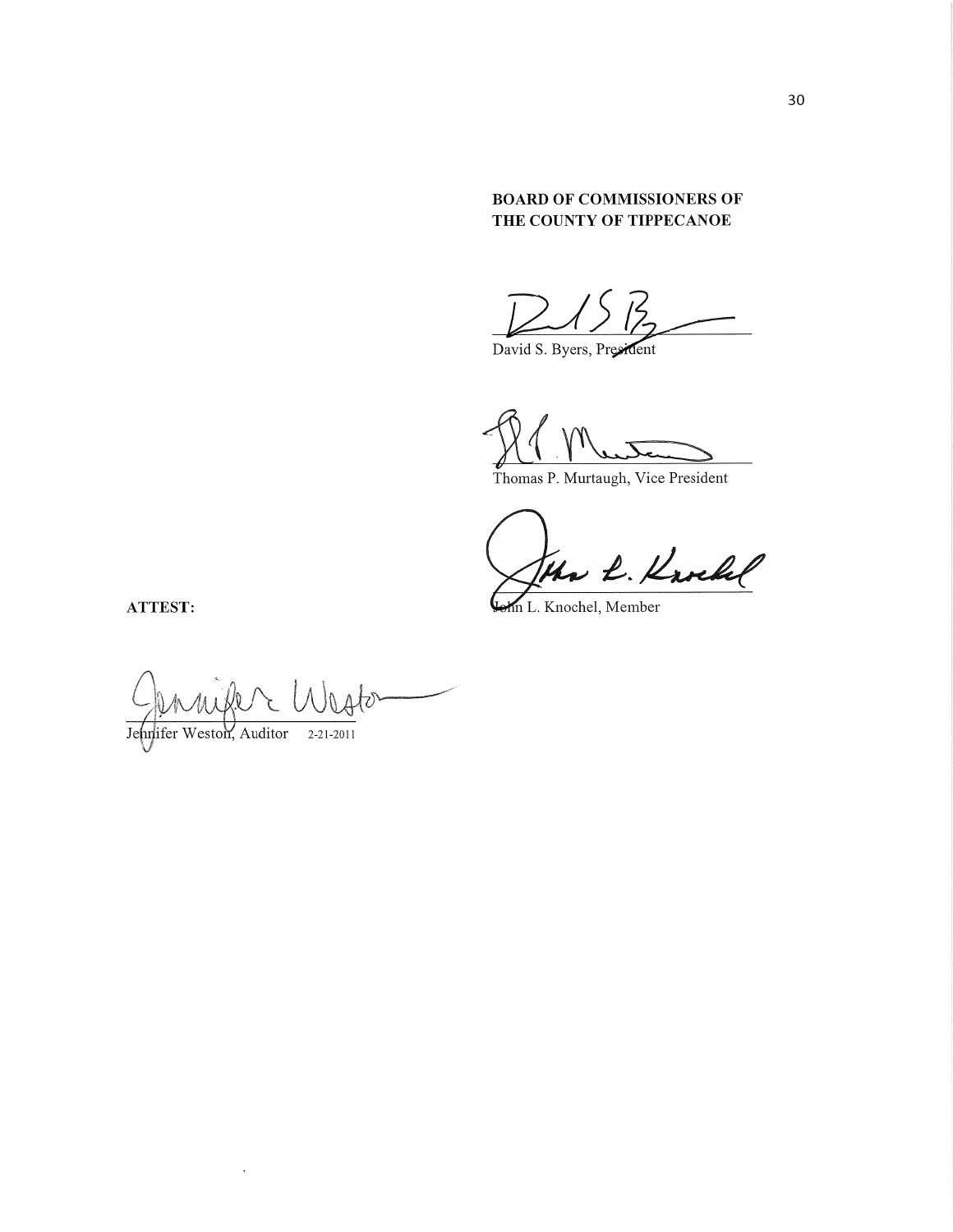**BOARD OF COMMISSIONERS OF THE COUNTY OF TIPPECANOE**

David S. Byers, President

Thomas P. Murtaugh, Vice President

John L. Knochel, Member

**ATTEST:**

Jennifer Weston, Auditor 2-21-2011